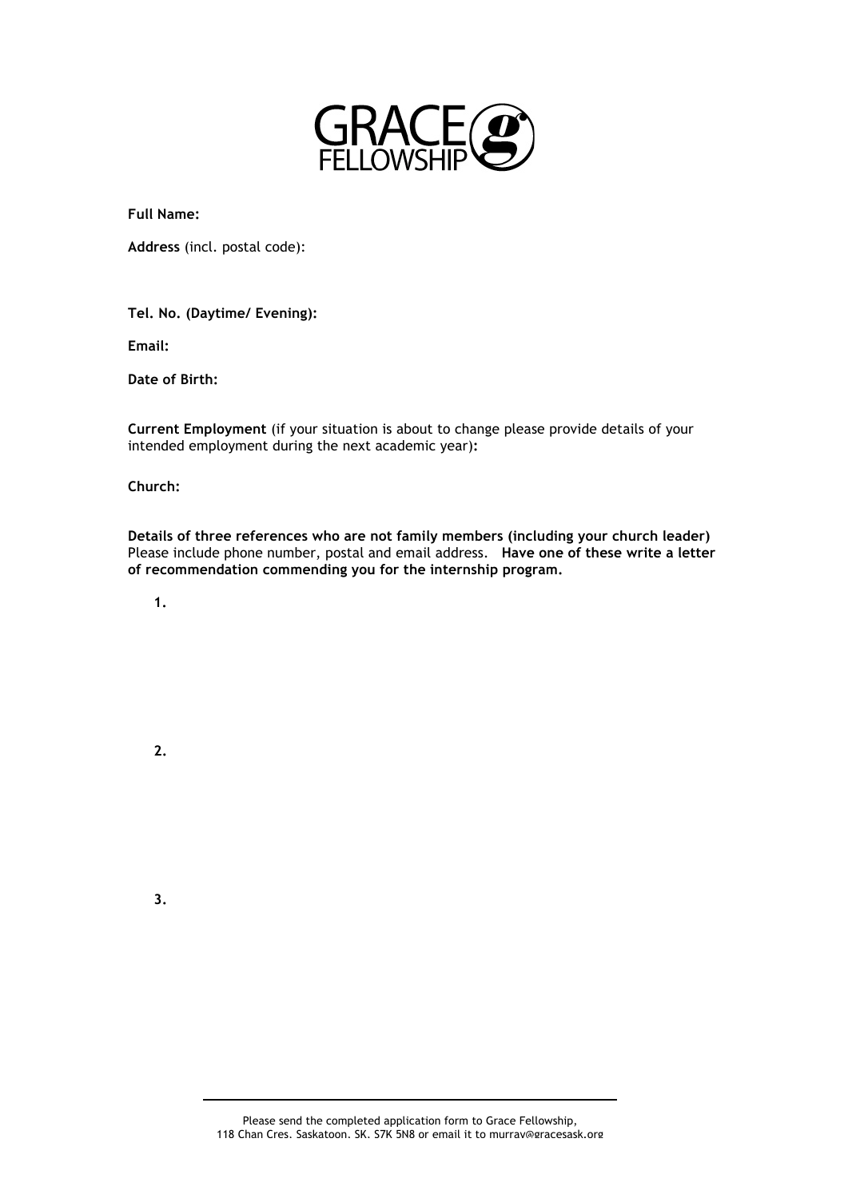GRACE FELLOWSHIP

**Full Name:**

**Address** (incl. postal code):

**Tel. No. (Daytime/ Evening):**

**Email:**

**Date of Birth:**

**Current Employment** (if your situation is about to change please provide details of your intended employment during the next academic year)**:**

**Church:**

**Details of three references who are not family members (including your church leader)** Please include phone number, postal and email address. **Have one of these write a letter of recommendation commending you for the internship program.**

**1.**

**2.**

**3.**

---

Please send the completed application form to Grace Fellowship, 118 Chan Cres. Saskatoon. SK. S7K 5N8 or email it to murray@gracesask.org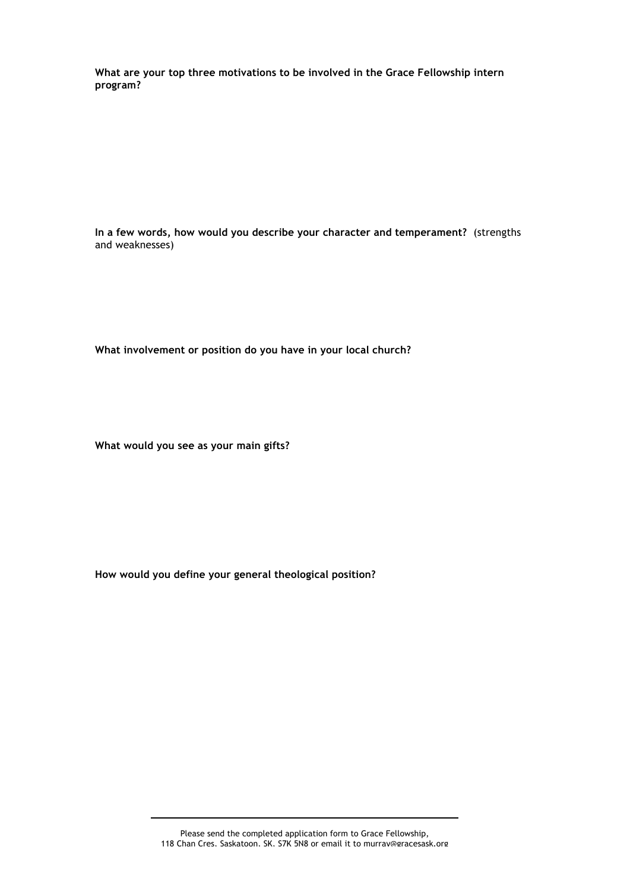**What are your top three motivations to be involved in the Grace Fellowship intern program?**

**In a few words, how would you describe your character and temperament?** (strengths and weaknesses)

**What involvement or position do you have in your local church?**

**What would you see as your main gifts?**

**How would you define your general theological position?**

---

Please send the completed application form to Grace Fellowship, 118 Chan Cres. Saskatoon. SK. S7K 5N8 or email it to murray@gracesask.org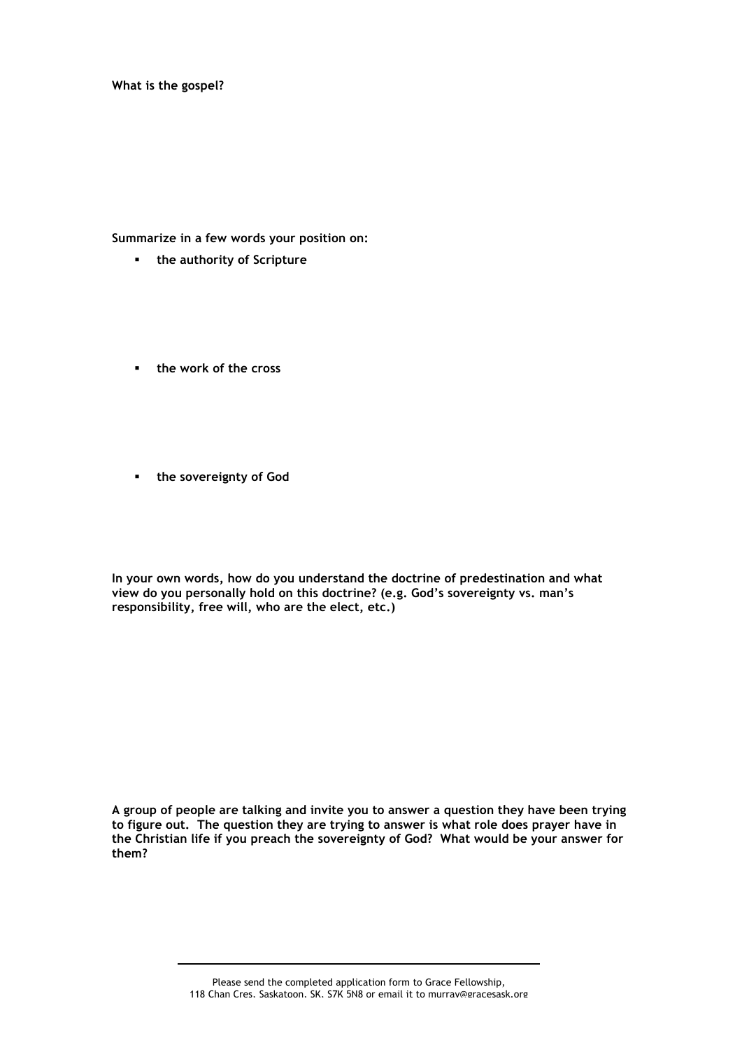**What is the gospel?**

**Summarize in a few words your position on:**

- **the authority of Scripture**

- **the work of the cross**

- **the sovereignty of God**

**In your own words, how do you understand the doctrine of predestination and what view do you personally hold on this doctrine? (e.g. God's sovereignty vs. man's responsibility, free will, who are the elect, etc.)**

**A group of people are talking and invite you to answer a question they have been trying to figure out. The question they are trying to answer is what role does prayer have in the Christian life if you preach the sovereignty of God? What would be your answer for them?**

---

Please send the completed application form to Grace Fellowship,
118 Chan Cres. Saskatoon. SK. S7K 5N8 or email it to murray@gracesask.org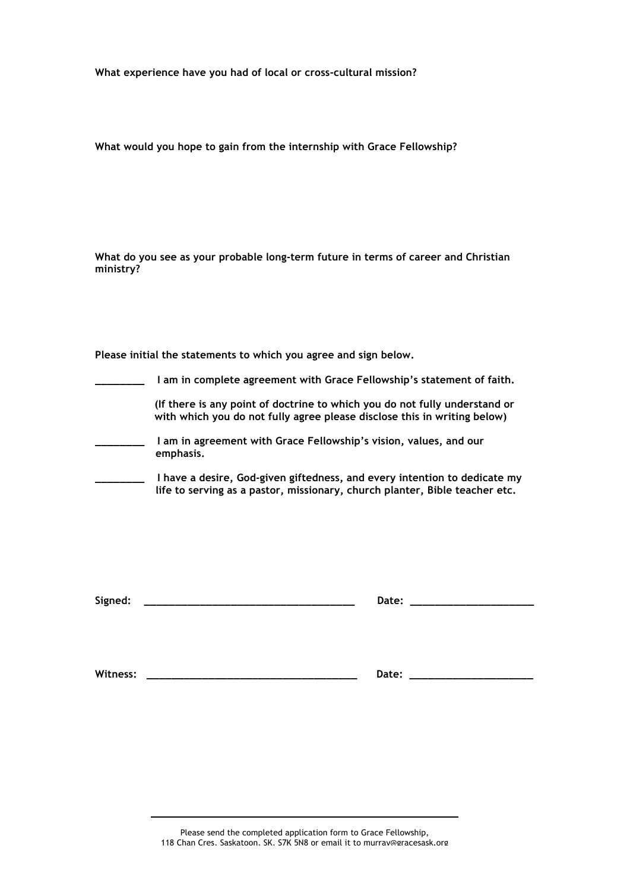**What experience have you had of local or cross-cultural mission?**

**What would you hope to gain from the internship with Grace Fellowship?**

**What do you see as your probable long-term future in terms of career and Christian ministry?**

**Please initial the statements to which you agree and sign below.**

**________ I am in complete agreement with Grace Fellowship's statement of faith.**

**(If there is any point of doctrine to which you do not fully understand or with which you do not fully agree please disclose this in writing below)**

**________ I am in agreement with Grace Fellowship's vision, values, and our emphasis.**

**________ I have a desire, God-given giftedness, and every intention to dedicate my life to serving as a pastor, missionary, church planter, Bible teacher etc.**

**Signed: ____________________________________ Date: _____________________**

**Witness: ____________________________________ Date: _____________________**

---

Please send the completed application form to Grace Fellowship, 118 Chan Cres. Saskatoon. SK. S7K 5N8 or email it to murray@gracesask.org